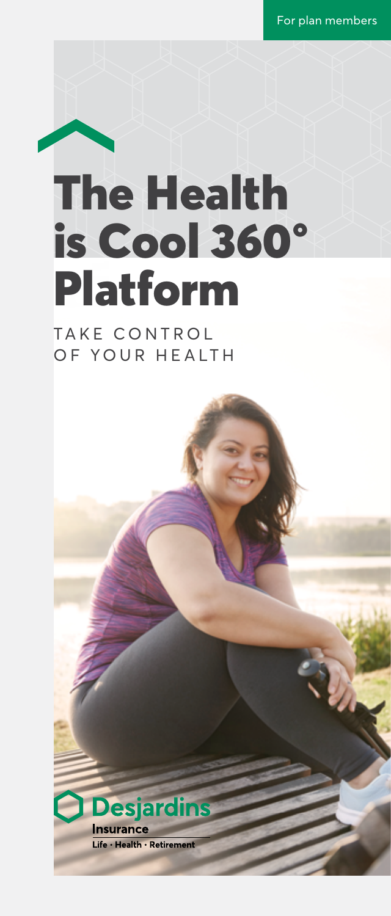For plan members

# The Health is Cool 360° Platform

TAKE CONTROL OF YOUR HEALTH

Desjardins

Insurance

Life • Health • Retirement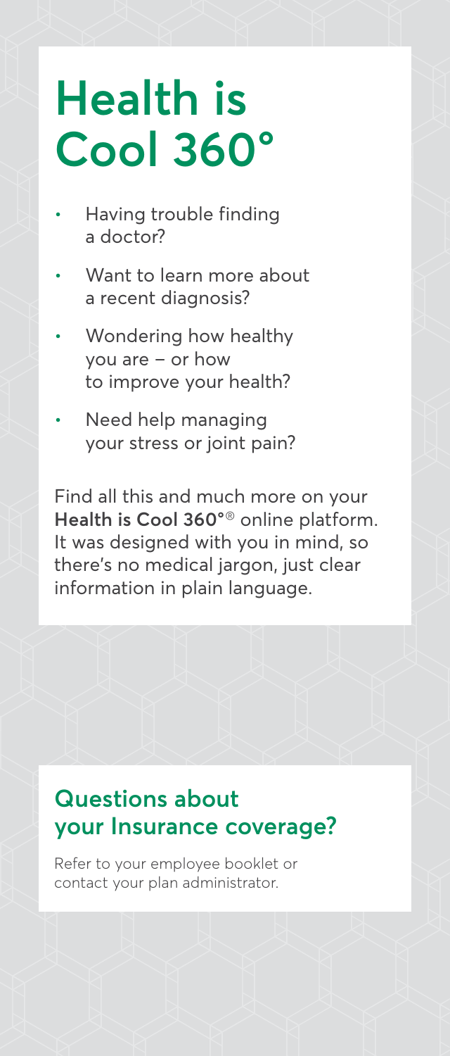# Health is Cool 360°

- Having trouble finding a doctor?
- Want to learn more about a recent diagnosis?
- Wondering how healthy you are – or how to improve your health?
- Need help managing your stress or joint pain?

Find all this and much more on your **Health is Cool 360°**® online platform. It was designed with you in mind, so there's no medical jargon, just clear information in plain language.

## Questions about your Insurance coverage?

Refer to your employee booklet or contact your plan administrator.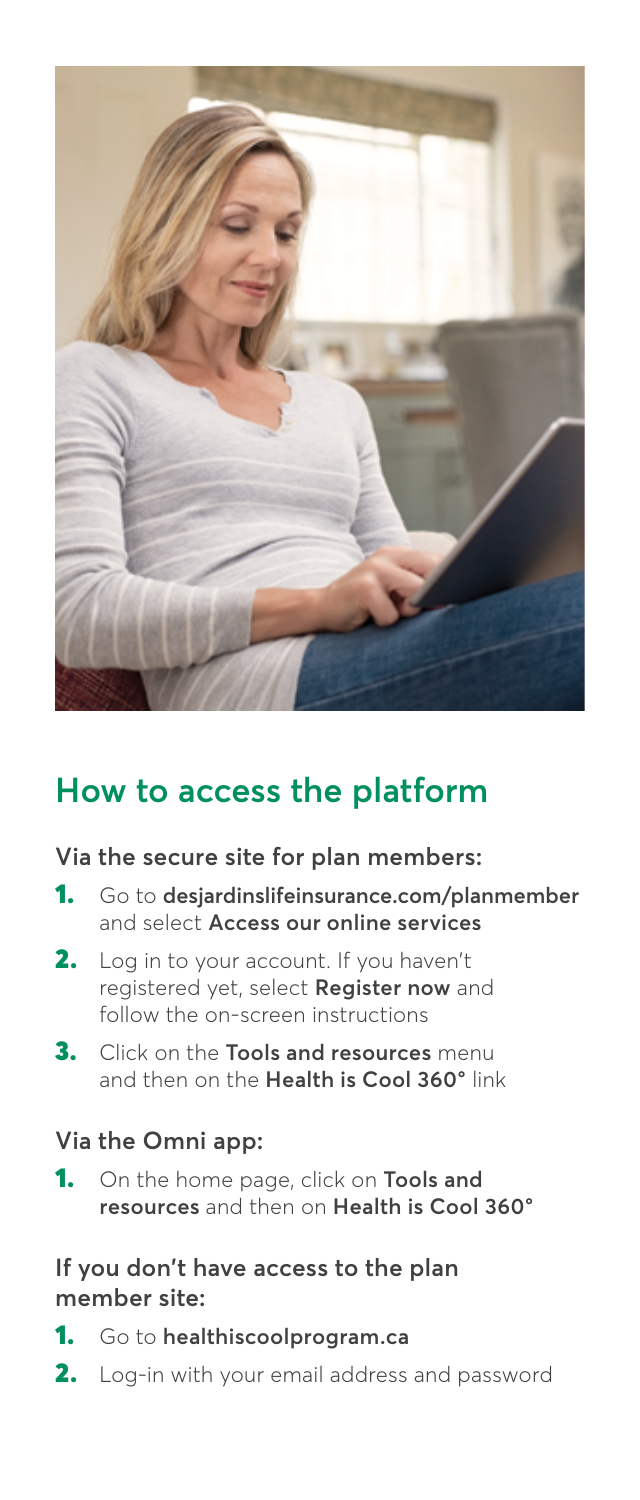## How to access the platform

### Via the secure site for plan members:

1. Go to **desjardinslifeinsurance.com/planmember** and select **Access our online services**
2. Log in to your account. If you haven't registered yet, select **Register now** and follow the on-screen instructions
3. Click on the **Tools and resources** menu and then on the **Health is Cool 360°** link

### Via the Omni app:

1. On the home page, click on **Tools and resources** and then on **Health is Cool 360°**

### If you don't have access to the plan member site:

1. Go to **healthiscoolprogram.ca**
2. Log-in with your email address and password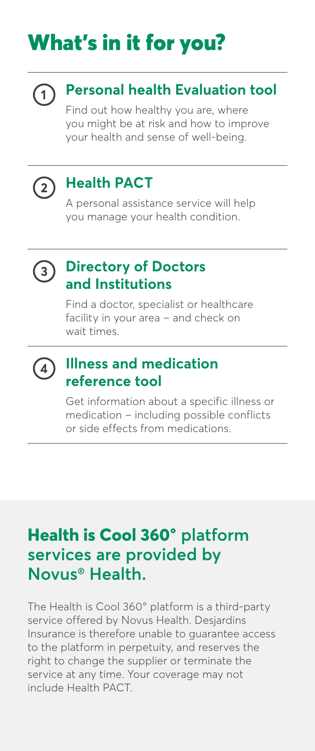# What's in it for you?

## 1 Personal health Evaluation tool

Find out how healthy you are, where you might be at risk and how to improve your health and sense of well-being.

## 2 Health PACT

A personal assistance service will help you manage your health condition.

## 3 Directory of Doctors and Institutions

Find a doctor, specialist or healthcare facility in your area – and check on wait times.

## 4 Illness and medication reference tool

Get information about a specific illness or medication – including possible conflicts or side effects from medications.

## **Health is Cool 360°** platform services are provided by Novus® Health.

The Health is Cool 360° platform is a third-party service offered by Novus Health. Desjardins Insurance is therefore unable to guarantee access to the platform in perpetuity, and reserves the right to change the supplier or terminate the service at any time. Your coverage may not include Health PACT.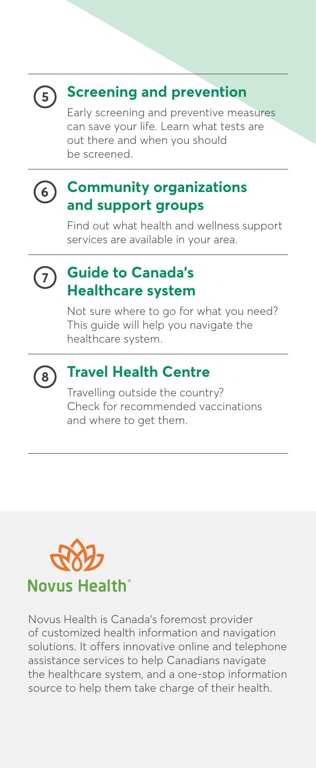## 5 Screening and prevention

Early screening and preventive measures can save your life. Learn what tests are out there and when you should be screened.

## 6 Community organizations and support groups

Find out what health and wellness support services are available in your area.

## 7 Guide to Canada's Healthcare system

Not sure where to go for what you need? This guide will help you navigate the healthcare system.

## 8 Travel Health Centre

Travelling outside the country? Check for recommended vaccinations and where to get them.

Novus Health®

Novus Health is Canada's foremost provider of customized health information and navigation solutions. It offers innovative online and telephone assistance services to help Canadians navigate the healthcare system, and a one-stop information source to help them take charge of their health.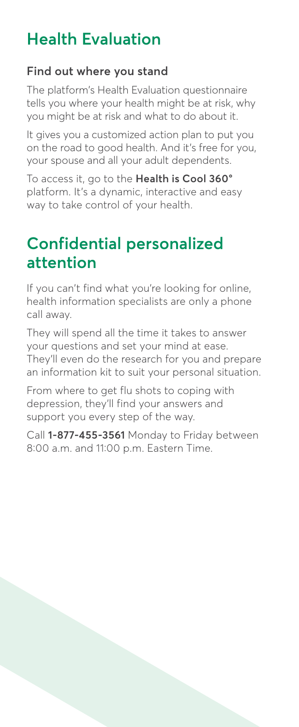## Health Evaluation

### Find out where you stand

The platform's Health Evaluation questionnaire tells you where your health might be at risk, why you might be at risk and what to do about it.

It gives you a customized action plan to put you on the road to good health. And it's free for you, your spouse and all your adult dependents.

To access it, go to the **Health is Cool 360°** platform. It's a dynamic, interactive and easy way to take control of your health.

## Confidential personalized attention

If you can't find what you're looking for online, health information specialists are only a phone call away.

They will spend all the time it takes to answer your questions and set your mind at ease. They'll even do the research for you and prepare an information kit to suit your personal situation.

From where to get flu shots to coping with depression, they'll find your answers and support you every step of the way.

Call **1-877-455-3561** Monday to Friday between 8:00 a.m. and 11:00 p.m. Eastern Time.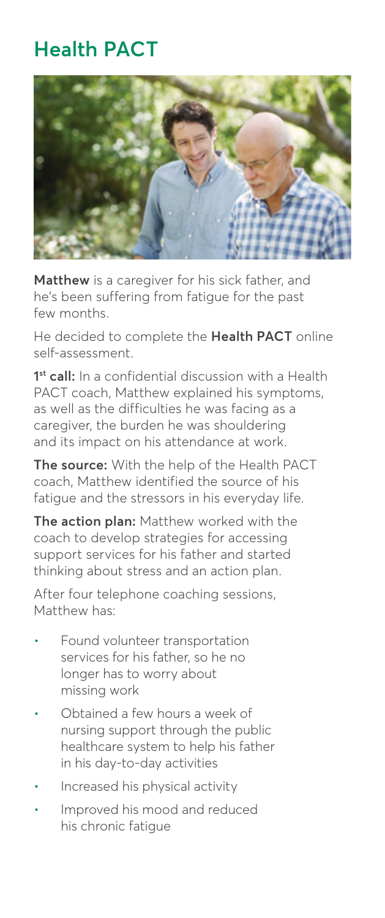## Health PACT

**Matthew** is a caregiver for his sick father, and he's been suffering from fatigue for the past few months.

He decided to complete the **Health PACT** online self-assessment.

**1st call:** In a confidential discussion with a Health PACT coach, Matthew explained his symptoms, as well as the difficulties he was facing as a caregiver, the burden he was shouldering and its impact on his attendance at work.

**The source:** With the help of the Health PACT coach, Matthew identified the source of his fatigue and the stressors in his everyday life.

**The action plan:** Matthew worked with the coach to develop strategies for accessing support services for his father and started thinking about stress and an action plan.

After four telephone coaching sessions, Matthew has:

- Found volunteer transportation services for his father, so he no longer has to worry about missing work
- Obtained a few hours a week of nursing support through the public healthcare system to help his father in his day-to-day activities
- Increased his physical activity
- Improved his mood and reduced his chronic fatigue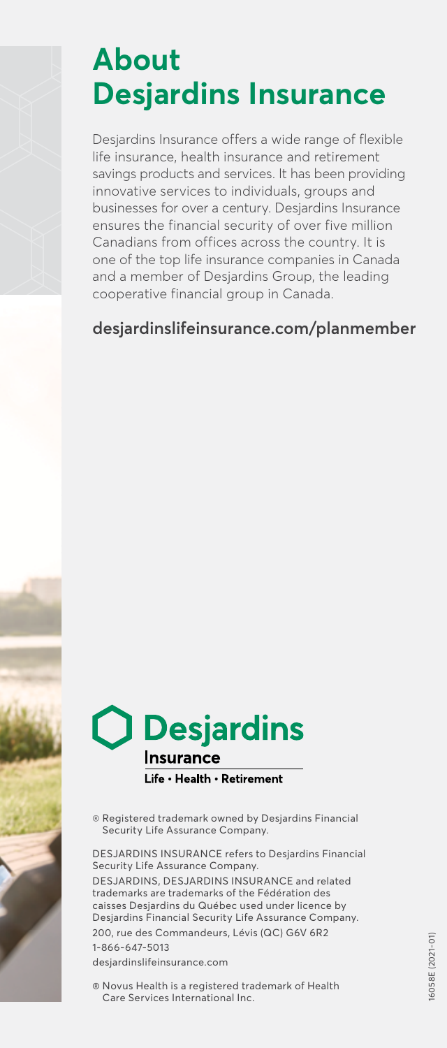# About Desjardins Insurance

Desjardins Insurance offers a wide range of flexible life insurance, health insurance and retirement savings products and services. It has been providing innovative services to individuals, groups and businesses for over a century. Desjardins Insurance ensures the financial security of over five million Canadians from offices across the country. It is one of the top life insurance companies in Canada and a member of Desjardins Group, the leading cooperative financial group in Canada.

**desjardinslifeinsurance.com/planmember**

**Desjardins**
**Insurance**
**Life • Health • Retirement**

® Registered trademark owned by Desjardins Financial Security Life Assurance Company.

DESJARDINS INSURANCE refers to Desjardins Financial Security Life Assurance Company.

DESJARDINS, DESJARDINS INSURANCE and related trademarks are trademarks of the Fédération des caisses Desjardins du Québec used under licence by Desjardins Financial Security Life Assurance Company.

200, rue des Commandeurs, Lévis (QC) G6V 6R2

1-866-647-5013

desjardinslifeinsurance.com

® Novus Health is a registered trademark of Health Care Services International Inc.

16058E (2021-01)